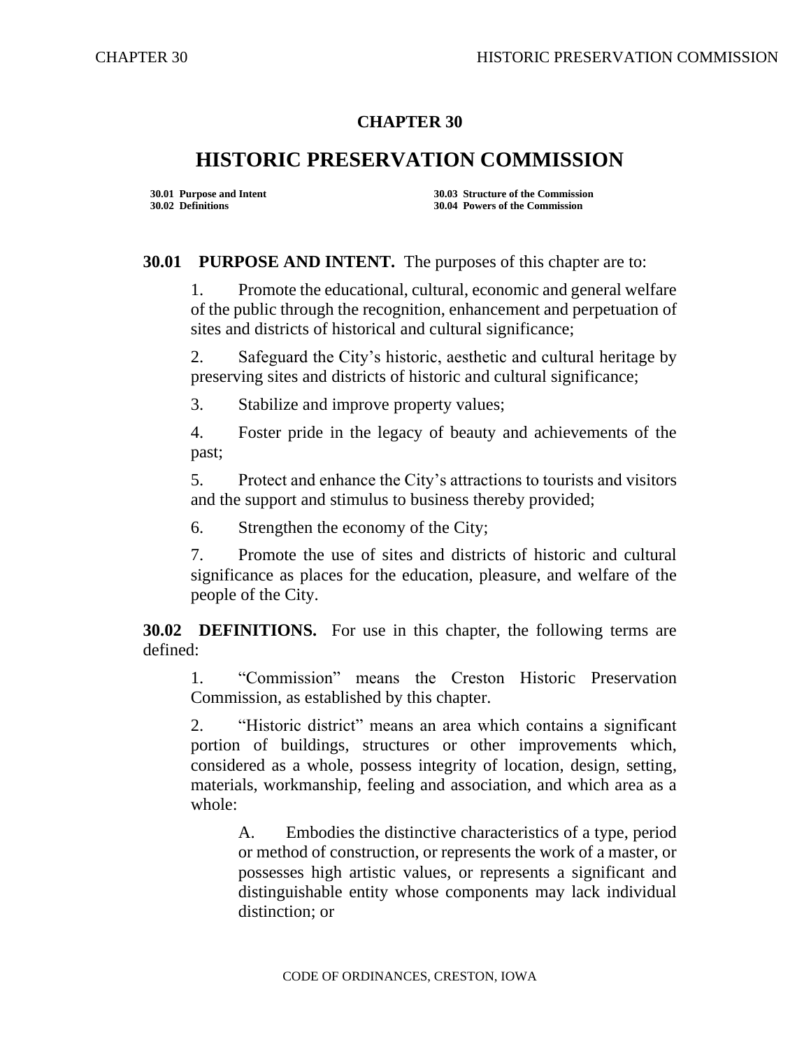# CHAPTER 30

# HISTORIC PRESERVATION COMMISSION

30.01 Purpose and Intent
30.02 Definitions
30.03 Structure of the Commission
30.04 Powers of the Commission

**30.01 PURPOSE AND INTENT.** The purposes of this chapter are to:

1. Promote the educational, cultural, economic and general welfare of the public through the recognition, enhancement and perpetuation of sites and districts of historical and cultural significance;

2. Safeguard the City's historic, aesthetic and cultural heritage by preserving sites and districts of historic and cultural significance;

3. Stabilize and improve property values;

4. Foster pride in the legacy of beauty and achievements of the past;

5. Protect and enhance the City's attractions to tourists and visitors and the support and stimulus to business thereby provided;

6. Strengthen the economy of the City;

7. Promote the use of sites and districts of historic and cultural significance as places for the education, pleasure, and welfare of the people of the City.

**30.02 DEFINITIONS.** For use in this chapter, the following terms are defined:

1. "Commission" means the Creston Historic Preservation Commission, as established by this chapter.

2. "Historic district" means an area which contains a significant portion of buildings, structures or other improvements which, considered as a whole, possess integrity of location, design, setting, materials, workmanship, feeling and association, and which area as a whole:

   A. Embodies the distinctive characteristics of a type, period or method of construction, or represents the work of a master, or possesses high artistic values, or represents a significant and distinguishable entity whose components may lack individual distinction; or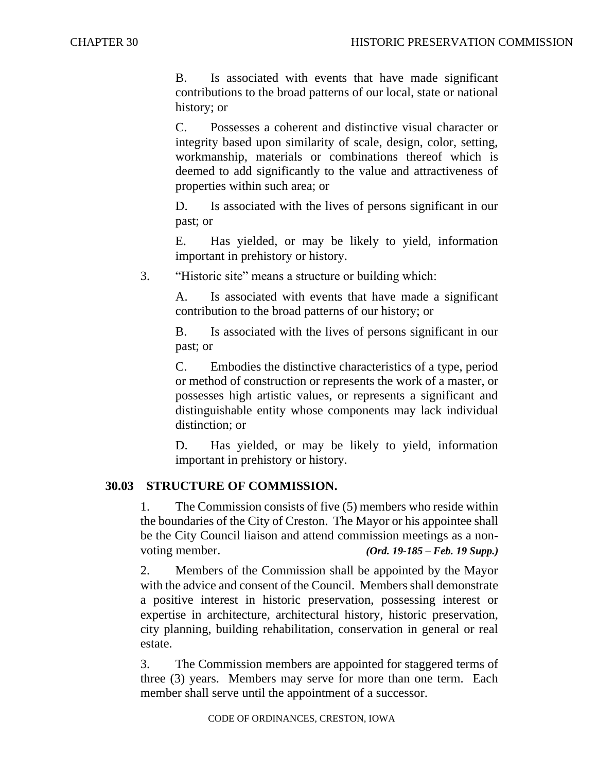B. Is associated with events that have made significant contributions to the broad patterns of our local, state or national history; or

C. Possesses a coherent and distinctive visual character or integrity based upon similarity of scale, design, color, setting, workmanship, materials or combinations thereof which is deemed to add significantly to the value and attractiveness of properties within such area; or

D. Is associated with the lives of persons significant in our past; or

E. Has yielded, or may be likely to yield, information important in prehistory or history.

3. "Historic site" means a structure or building which:

A. Is associated with events that have made a significant contribution to the broad patterns of our history; or

B. Is associated with the lives of persons significant in our past; or

C. Embodies the distinctive characteristics of a type, period or method of construction or represents the work of a master, or possesses high artistic values, or represents a significant and distinguishable entity whose components may lack individual distinction; or

D. Has yielded, or may be likely to yield, information important in prehistory or history.

## 30.03 STRUCTURE OF COMMISSION.

1. The Commission consists of five (5) members who reside within the boundaries of the City of Creston. The Mayor or his appointee shall be the City Council liaison and attend commission meetings as a non-voting member. ***(Ord. 19-185 – Feb. 19 Supp.)***

2. Members of the Commission shall be appointed by the Mayor with the advice and consent of the Council. Members shall demonstrate a positive interest in historic preservation, possessing interest or expertise in architecture, architectural history, historic preservation, city planning, building rehabilitation, conservation in general or real estate.

3. The Commission members are appointed for staggered terms of three (3) years. Members may serve for more than one term. Each member shall serve until the appointment of a successor.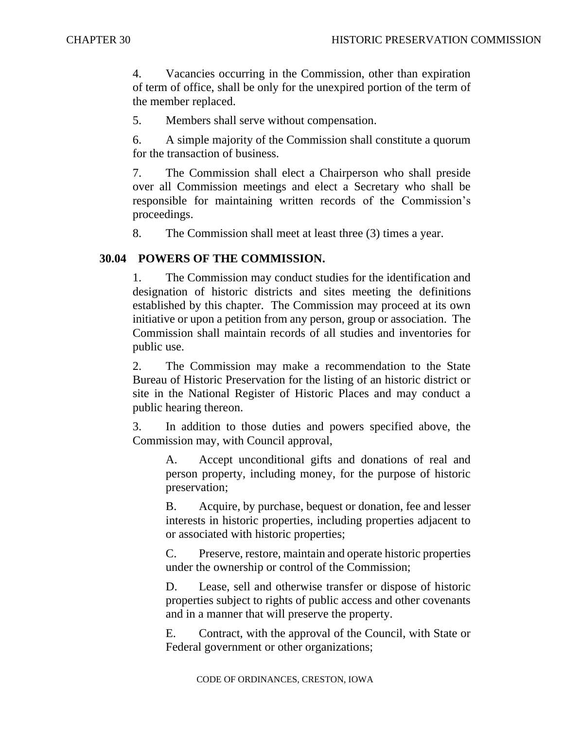4. Vacancies occurring in the Commission, other than expiration of term of office, shall be only for the unexpired portion of the term of the member replaced.

5. Members shall serve without compensation.

6. A simple majority of the Commission shall constitute a quorum for the transaction of business.

7. The Commission shall elect a Chairperson who shall preside over all Commission meetings and elect a Secretary who shall be responsible for maintaining written records of the Commission's proceedings.

8. The Commission shall meet at least three (3) times a year.

## 30.04 POWERS OF THE COMMISSION.

1. The Commission may conduct studies for the identification and designation of historic districts and sites meeting the definitions established by this chapter. The Commission may proceed at its own initiative or upon a petition from any person, group or association. The Commission shall maintain records of all studies and inventories for public use.

2. The Commission may make a recommendation to the State Bureau of Historic Preservation for the listing of an historic district or site in the National Register of Historic Places and may conduct a public hearing thereon.

3. In addition to those duties and powers specified above, the Commission may, with Council approval,

   A. Accept unconditional gifts and donations of real and person property, including money, for the purpose of historic preservation;

   B. Acquire, by purchase, bequest or donation, fee and lesser interests in historic properties, including properties adjacent to or associated with historic properties;

   C. Preserve, restore, maintain and operate historic properties under the ownership or control of the Commission;

   D. Lease, sell and otherwise transfer or dispose of historic properties subject to rights of public access and other covenants and in a manner that will preserve the property.

   E. Contract, with the approval of the Council, with State or Federal government or other organizations;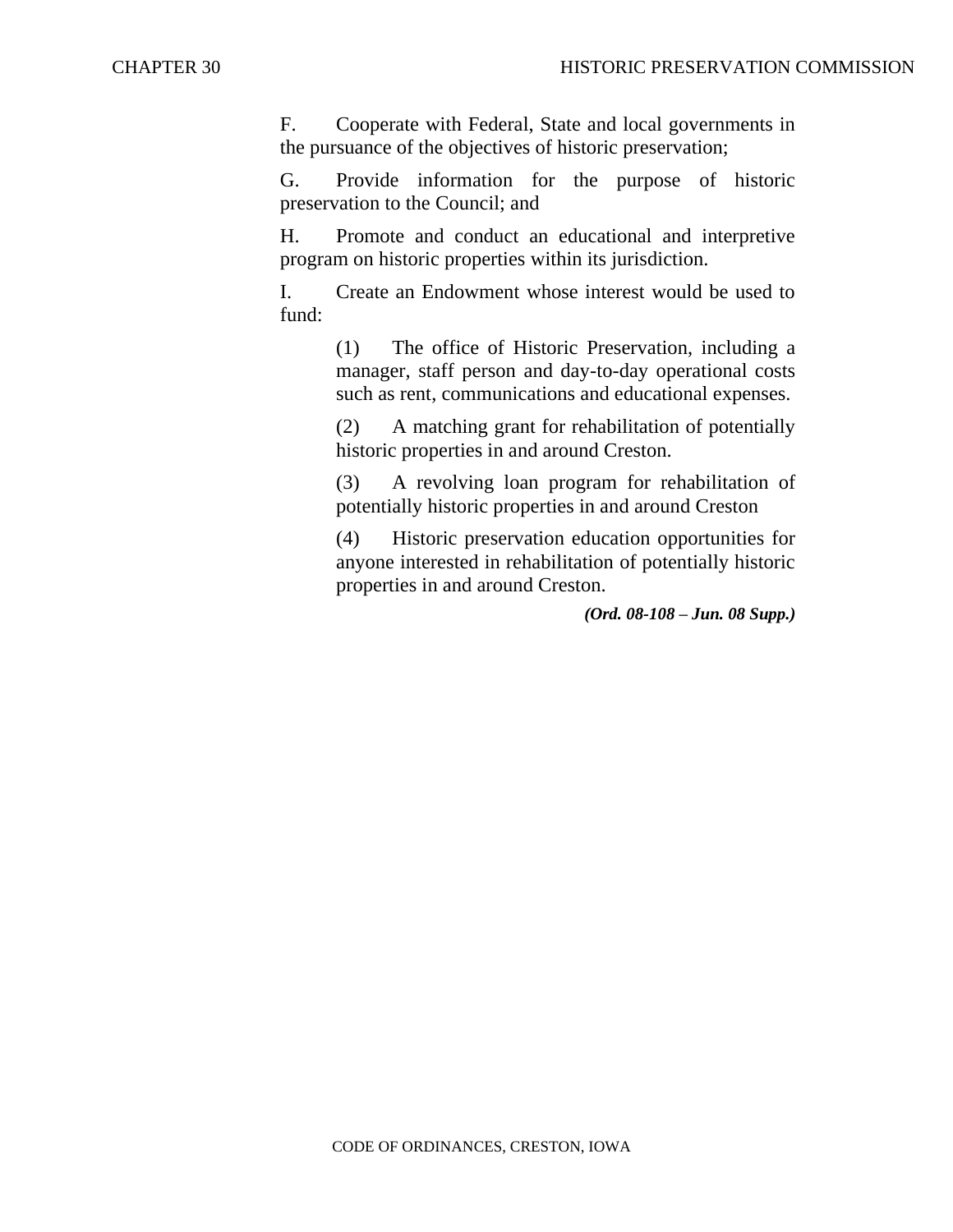F. Cooperate with Federal, State and local governments in the pursuance of the objectives of historic preservation;

G. Provide information for the purpose of historic preservation to the Council; and

H. Promote and conduct an educational and interpretive program on historic properties within its jurisdiction.

I. Create an Endowment whose interest would be used to fund:

> (1) The office of Historic Preservation, including a manager, staff person and day-to-day operational costs such as rent, communications and educational expenses.
>
> (2) A matching grant for rehabilitation of potentially historic properties in and around Creston.
>
> (3) A revolving loan program for rehabilitation of potentially historic properties in and around Creston
>
> (4) Historic preservation education opportunities for anyone interested in rehabilitation of potentially historic properties in and around Creston.

***(Ord. 08-108 – Jun. 08 Supp.)***